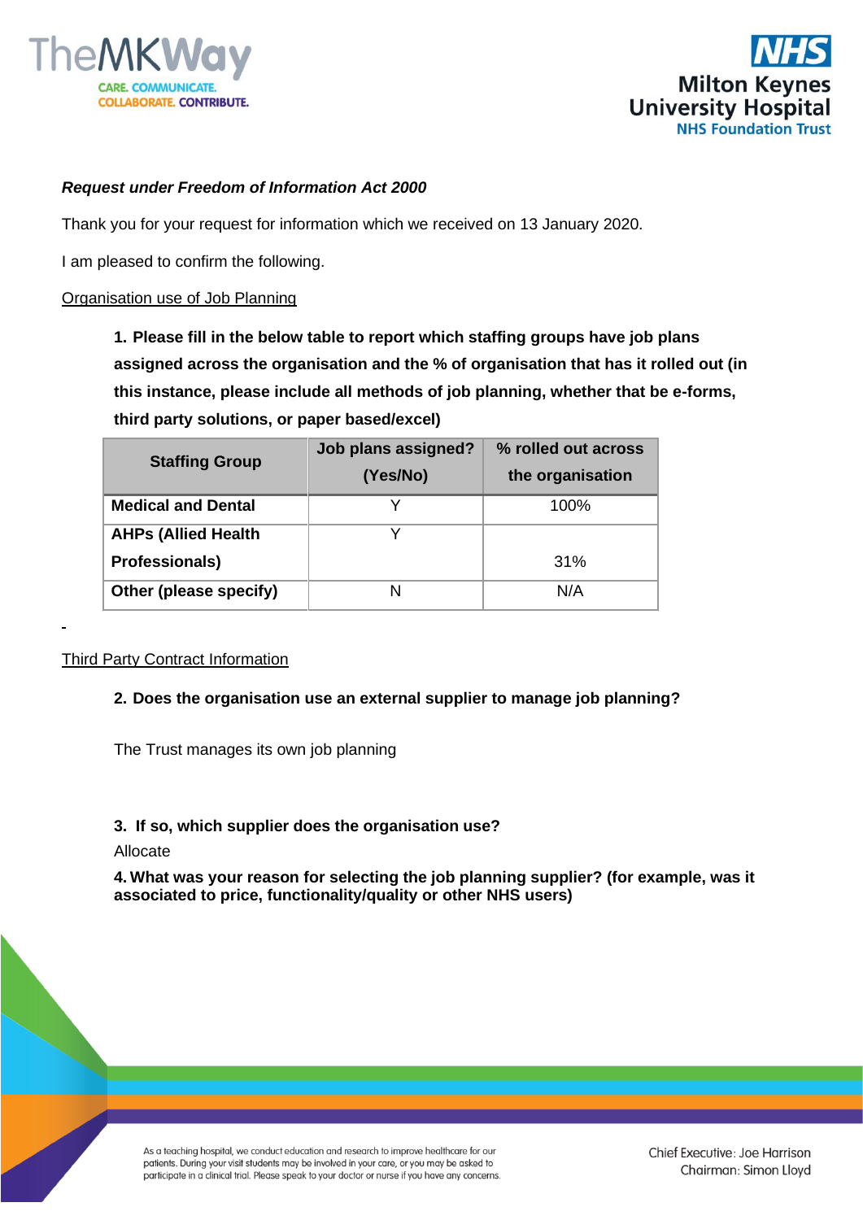***Request under Freedom of Information Act 2000***

Thank you for your request for information which we received on 13 January 2020.

I am pleased to confirm the following.

Organisation use of Job Planning

**1. Please fill in the below table to report which staffing groups have job plans assigned across the organisation and the % of organisation that has it rolled out (in this instance, please include all methods of job planning, whether that be e-forms, third party solutions, or paper based/excel)**

| Staffing Group | Job plans assigned? (Yes/No) | % rolled out across the organisation |
|---|---|---|
| **Medical and Dental** | Y | 100% |
| **AHPs (Allied Health Professionals)** | Y | 31% |
| **Other (please specify)** | N | N/A |

Third Party Contract Information

**2. Does the organisation use an external supplier to manage job planning?**

The Trust manages its own job planning

**3. If so, which supplier does the organisation use?**

Allocate

**4. What was your reason for selecting the job planning supplier? (for example, was it associated to price, functionality/quality or other NHS users)**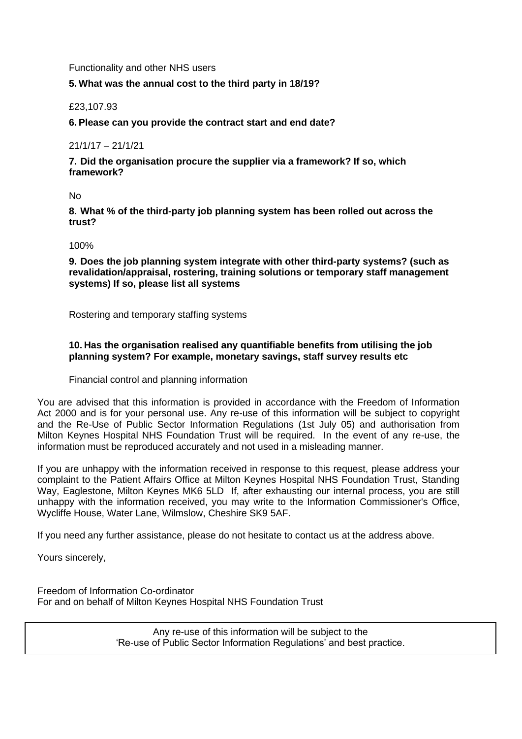Functionality and other NHS users

**5. What was the annual cost to the third party in 18/19?**

£23,107.93

**6. Please can you provide the contract start and end date?**

21/1/17 – 21/1/21

**7. Did the organisation procure the supplier via a framework? If so, which framework?**

No

**8. What % of the third-party job planning system has been rolled out across the trust?**

100%

**9. Does the job planning system integrate with other third-party systems? (such as revalidation/appraisal, rostering, training solutions or temporary staff management systems) If so, please list all systems**

Rostering and temporary staffing systems

**10. Has the organisation realised any quantifiable benefits from utilising the job planning system? For example, monetary savings, staff survey results etc**

Financial control and planning information

You are advised that this information is provided in accordance with the Freedom of Information Act 2000 and is for your personal use. Any re-use of this information will be subject to copyright and the Re-Use of Public Sector Information Regulations (1st July 05) and authorisation from Milton Keynes Hospital NHS Foundation Trust will be required. In the event of any re-use, the information must be reproduced accurately and not used in a misleading manner.

If you are unhappy with the information received in response to this request, please address your complaint to the Patient Affairs Office at Milton Keynes Hospital NHS Foundation Trust, Standing Way, Eaglestone, Milton Keynes MK6 5LD If, after exhausting our internal process, you are still unhappy with the information received, you may write to the Information Commissioner's Office, Wycliffe House, Water Lane, Wilmslow, Cheshire SK9 5AF.

If you need any further assistance, please do not hesitate to contact us at the address above.

Yours sincerely,

Freedom of Information Co-ordinator
For and on behalf of Milton Keynes Hospital NHS Foundation Trust

Any re-use of this information will be subject to the
'Re-use of Public Sector Information Regulations' and best practice.